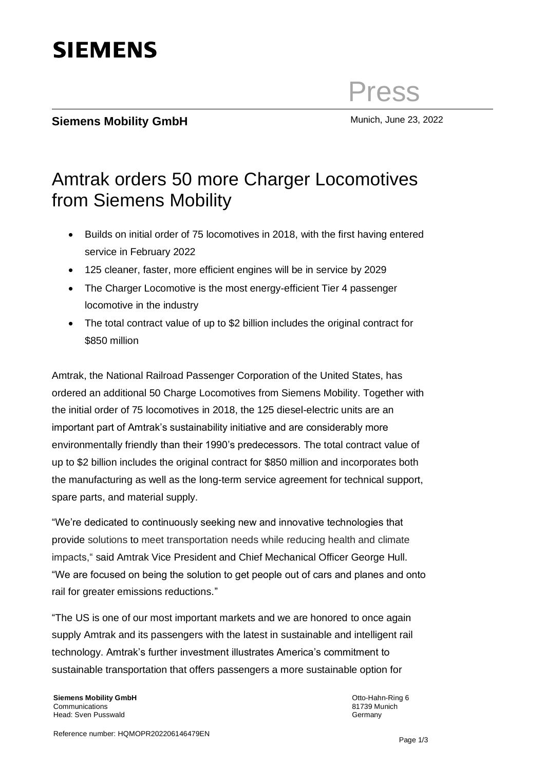SIEMENS

Press

**Siemens Mobility GmbH**

Munich, June 23, 2022

# Amtrak orders 50 more Charger Locomotives from Siemens Mobility

- Builds on initial order of 75 locomotives in 2018, with the first having entered service in February 2022
- 125 cleaner, faster, more efficient engines will be in service by 2029
- The Charger Locomotive is the most energy-efficient Tier 4 passenger locomotive in the industry
- The total contract value of up to $2 billion includes the original contract for $850 million

Amtrak, the National Railroad Passenger Corporation of the United States, has ordered an additional 50 Charge Locomotives from Siemens Mobility. Together with the initial order of 75 locomotives in 2018, the 125 diesel-electric units are an important part of Amtrak's sustainability initiative and are considerably more environmentally friendly than their 1990's predecessors. The total contract value of up to $2 billion includes the original contract for $850 million and incorporates both the manufacturing as well as the long-term service agreement for technical support, spare parts, and material supply.

"We're dedicated to continuously seeking new and innovative technologies that provide solutions to meet transportation needs while reducing health and climate impacts," said Amtrak Vice President and Chief Mechanical Officer George Hull. "We are focused on being the solution to get people out of cars and planes and onto rail for greater emissions reductions."

"The US is one of our most important markets and we are honored to once again supply Amtrak and its passengers with the latest in sustainable and intelligent rail technology. Amtrak's further investment illustrates America's commitment to sustainable transportation that offers passengers a more sustainable option for

**Siemens Mobility GmbH**
Communications
Head: Sven Pusswald

Otto-Hahn-Ring 6
81739 Munich
Germany

Reference number: HQMOPR202206146479EN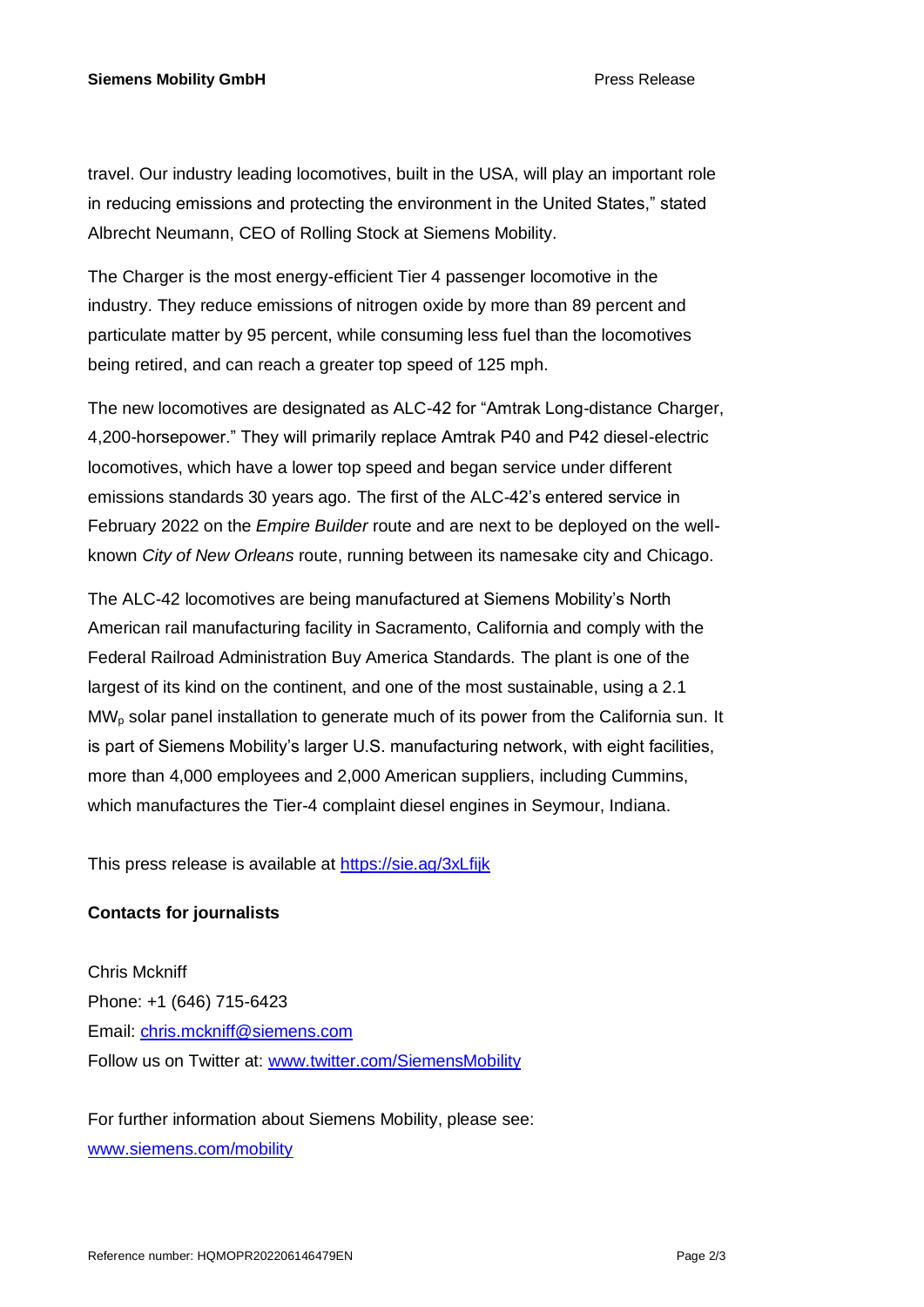travel. Our industry leading locomotives, built in the USA, will play an important role in reducing emissions and protecting the environment in the United States," stated Albrecht Neumann, CEO of Rolling Stock at Siemens Mobility.

The Charger is the most energy-efficient Tier 4 passenger locomotive in the industry. They reduce emissions of nitrogen oxide by more than 89 percent and particulate matter by 95 percent, while consuming less fuel than the locomotives being retired, and can reach a greater top speed of 125 mph.

The new locomotives are designated as ALC-42 for "Amtrak Long-distance Charger, 4,200-horsepower." They will primarily replace Amtrak P40 and P42 diesel-electric locomotives, which have a lower top speed and began service under different emissions standards 30 years ago. The first of the ALC-42's entered service in February 2022 on the *Empire Builder* route and are next to be deployed on the well-known *City of New Orleans* route, running between its namesake city and Chicago.

The ALC-42 locomotives are being manufactured at Siemens Mobility's North American rail manufacturing facility in Sacramento, California and comply with the Federal Railroad Administration Buy America Standards. The plant is one of the largest of its kind on the continent, and one of the most sustainable, using a 2.1 $MW_p$ solar panel installation to generate much of its power from the California sun. It is part of Siemens Mobility's larger U.S. manufacturing network, with eight facilities, more than 4,000 employees and 2,000 American suppliers, including Cummins, which manufactures the Tier-4 complaint diesel engines in Seymour, Indiana.

This press release is available at [https://sie.ag/3xLfijk](https://sie.ag/3xLfijk)

**Contacts for journalists**

Chris Mckniff
Phone: +1 (646) 715-6423
Email: [chris.mckniff@siemens.com](mailto:chris.mckniff@siemens.com)
Follow us on Twitter at: [www.twitter.com/SiemensMobility](http://www.twitter.com/SiemensMobility)

For further information about Siemens Mobility, please see:
[www.siemens.com/mobility](http://www.siemens.com/mobility)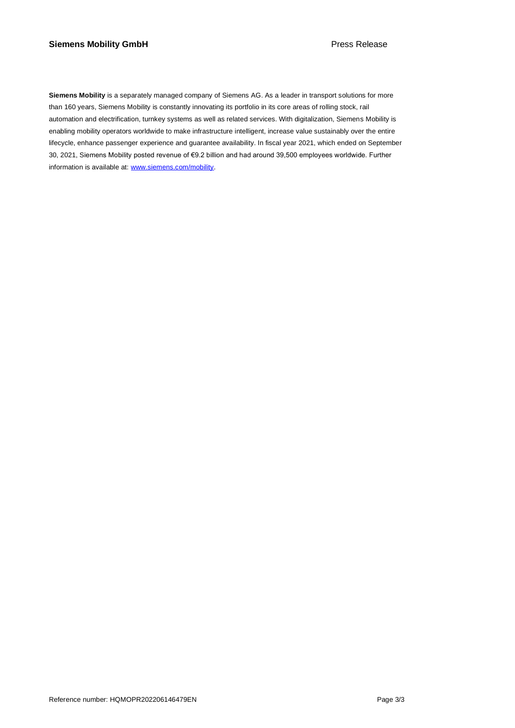**Siemens Mobility** is a separately managed company of Siemens AG. As a leader in transport solutions for more than 160 years, Siemens Mobility is constantly innovating its portfolio in its core areas of rolling stock, rail automation and electrification, turnkey systems as well as related services. With digitalization, Siemens Mobility is enabling mobility operators worldwide to make infrastructure intelligent, increase value sustainably over the entire lifecycle, enhance passenger experience and guarantee availability. In fiscal year 2021, which ended on September 30, 2021, Siemens Mobility posted revenue of €9.2 billion and had around 39,500 employees worldwide. Further information is available at: [www.siemens.com/mobility](http://www.siemens.com/mobility).

Reference number: HQMOPR202206146479EN